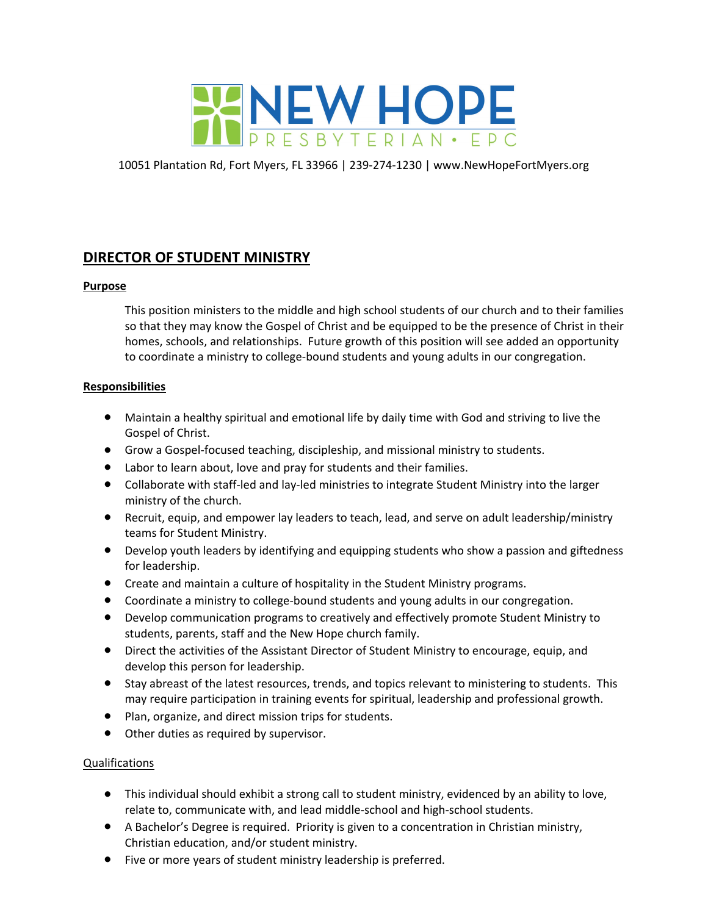NEW HOPE

PRESBYTERIAN • EPC

10051 Plantation Rd, Fort Myers, FL 33966 | 239-274-1230 | www.NewHopeFortMyers.org

# DIRECTOR OF STUDENT MINISTRY

## Purpose

This position ministers to the middle and high school students of our church and to their families so that they may know the Gospel of Christ and be equipped to be the presence of Christ in their homes, schools, and relationships. Future growth of this position will see added an opportunity to coordinate a ministry to college-bound students and young adults in our congregation.

## Responsibilities

- Maintain a healthy spiritual and emotional life by daily time with God and striving to live the Gospel of Christ.
- Grow a Gospel-focused teaching, discipleship, and missional ministry to students.
- Labor to learn about, love and pray for students and their families.
- Collaborate with staff-led and lay-led ministries to integrate Student Ministry into the larger ministry of the church.
- Recruit, equip, and empower lay leaders to teach, lead, and serve on adult leadership/ministry teams for Student Ministry.
- Develop youth leaders by identifying and equipping students who show a passion and giftedness for leadership.
- Create and maintain a culture of hospitality in the Student Ministry programs.
- Coordinate a ministry to college-bound students and young adults in our congregation.
- Develop communication programs to creatively and effectively promote Student Ministry to students, parents, staff and the New Hope church family.
- Direct the activities of the Assistant Director of Student Ministry to encourage, equip, and develop this person for leadership.
- Stay abreast of the latest resources, trends, and topics relevant to ministering to students. This may require participation in training events for spiritual, leadership and professional growth.
- Plan, organize, and direct mission trips for students.
- Other duties as required by supervisor.

## Qualifications

- This individual should exhibit a strong call to student ministry, evidenced by an ability to love, relate to, communicate with, and lead middle-school and high-school students.
- A Bachelor's Degree is required. Priority is given to a concentration in Christian ministry, Christian education, and/or student ministry.
- Five or more years of student ministry leadership is preferred.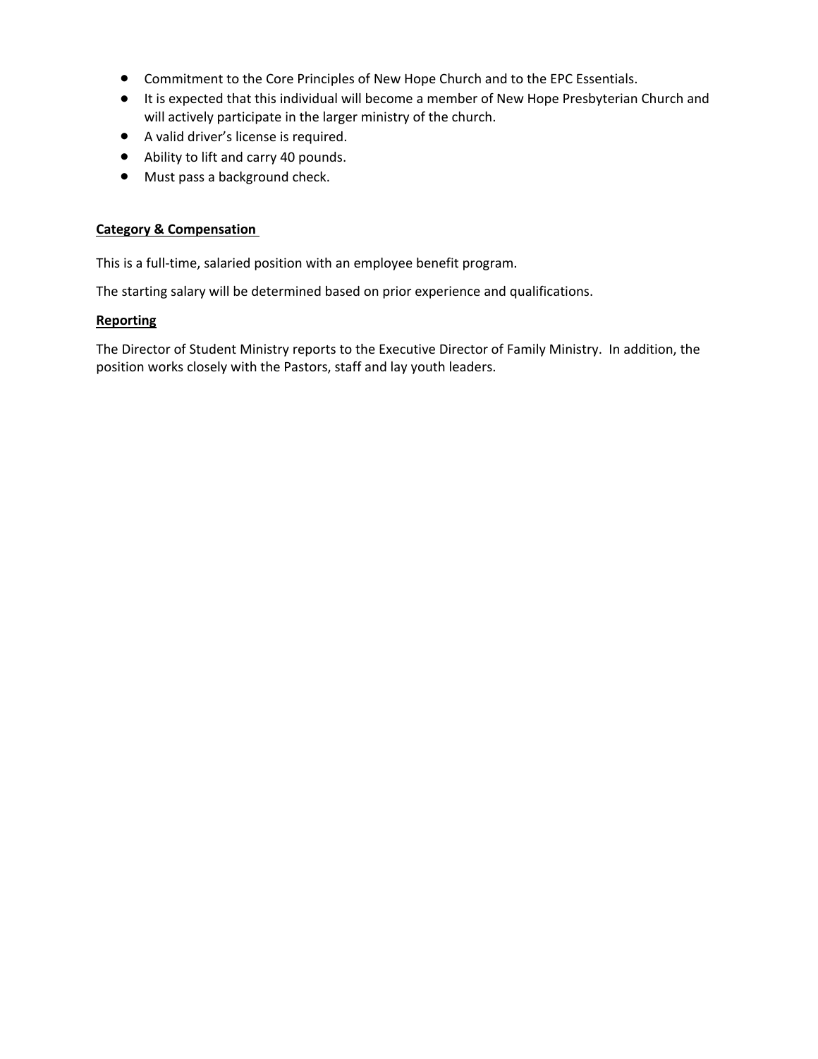- Commitment to the Core Principles of New Hope Church and to the EPC Essentials.
- It is expected that this individual will become a member of New Hope Presbyterian Church and will actively participate in the larger ministry of the church.
- A valid driver's license is required.
- Ability to lift and carry 40 pounds.
- Must pass a background check.

**Category & Compensation**

This is a full-time, salaried position with an employee benefit program.

The starting salary will be determined based on prior experience and qualifications.

**Reporting**

The Director of Student Ministry reports to the Executive Director of Family Ministry. In addition, the position works closely with the Pastors, staff and lay youth leaders.